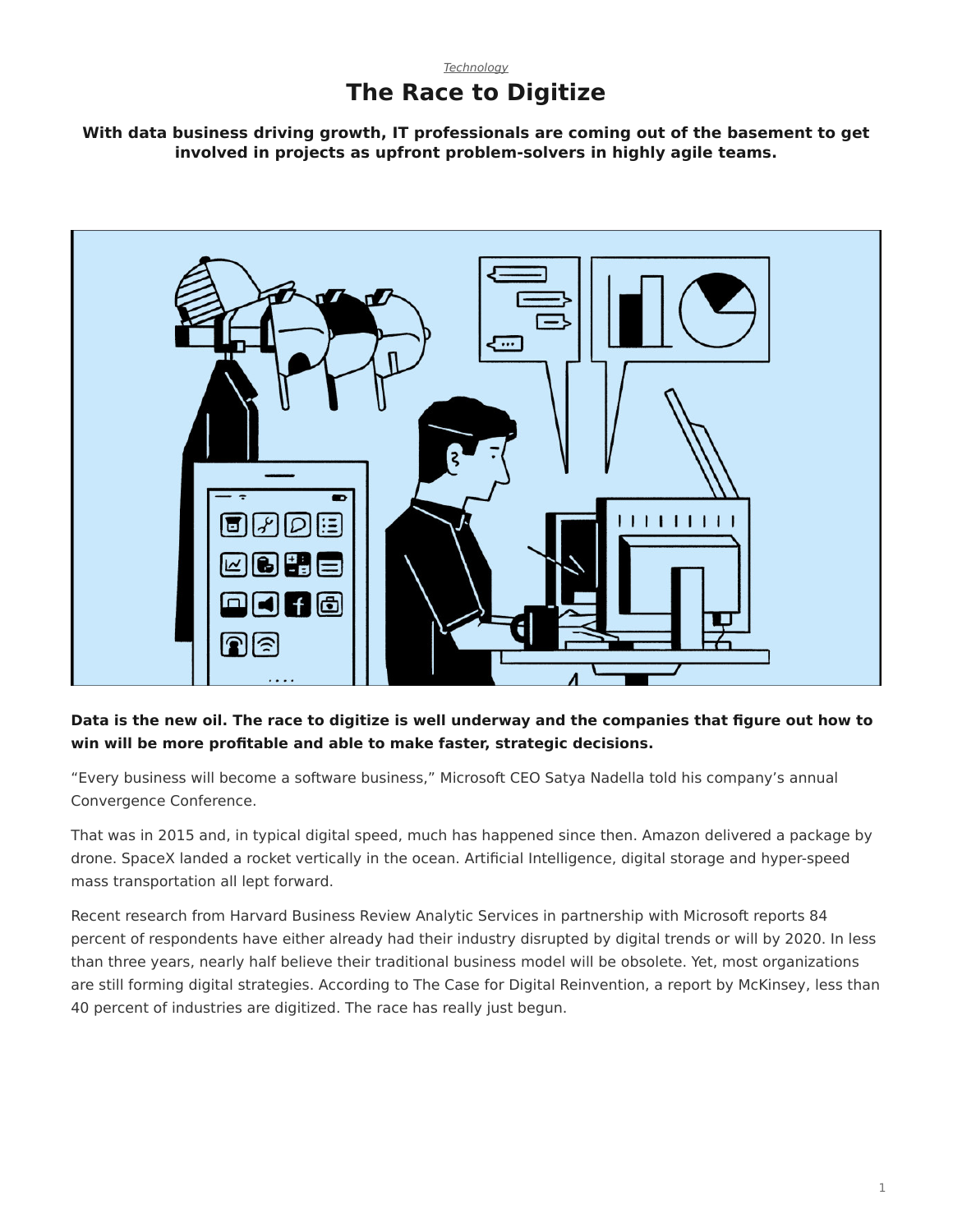*Technology*

# The Race to Digitize

**With data business driving growth, IT professionals are coming out of the basement to get involved in projects as upfront problem-solvers in highly agile teams.**

**Data is the new oil. The race to digitize is well underway and the companies that figure out how to win will be more profitable and able to make faster, strategic decisions.**

“Every business will become a software business,” Microsoft CEO Satya Nadella told his company’s annual Convergence Conference.

That was in 2015 and, in typical digital speed, much has happened since then. Amazon delivered a package by drone. SpaceX landed a rocket vertically in the ocean. Artificial Intelligence, digital storage and hyper-speed mass transportation all lept forward.

Recent research from Harvard Business Review Analytic Services in partnership with Microsoft reports 84 percent of respondents have either already had their industry disrupted by digital trends or will by 2020. In less than three years, nearly half believe their traditional business model will be obsolete. Yet, most organizations are still forming digital strategies. According to The Case for Digital Reinvention, a report by McKinsey, less than 40 percent of industries are digitized. The race has really just begun.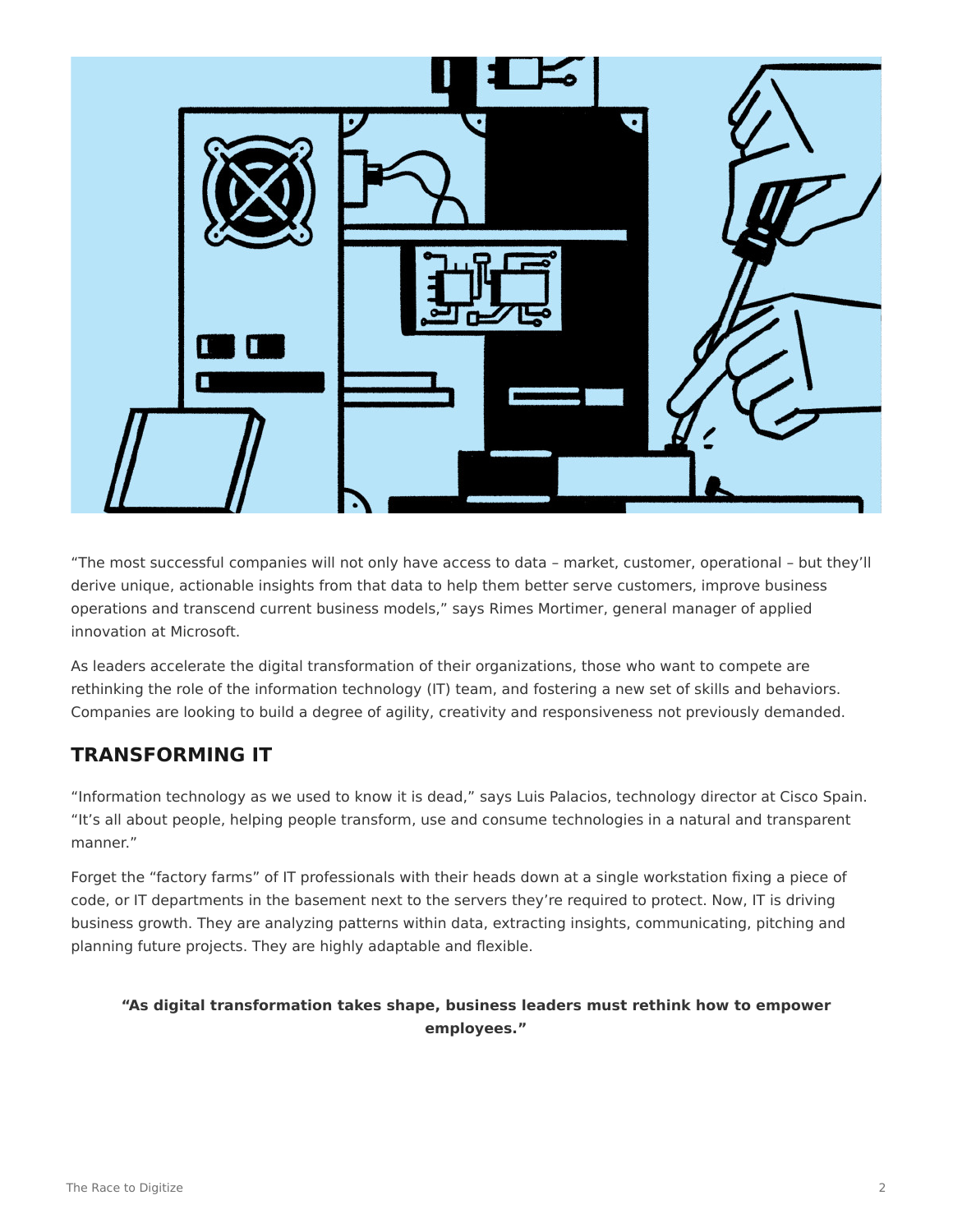“The most successful companies will not only have access to data – market, customer, operational – but they’ll derive unique, actionable insights from that data to help them better serve customers, improve business operations and transcend current business models,” says Rimes Mortimer, general manager of applied innovation at Microsoft.

As leaders accelerate the digital transformation of their organizations, those who want to compete are rethinking the role of the information technology (IT) team, and fostering a new set of skills and behaviors. Companies are looking to build a degree of agility, creativity and responsiveness not previously demanded.

## TRANSFORMING IT

“Information technology as we used to know it is dead,” says Luis Palacios, technology director at Cisco Spain. “It’s all about people, helping people transform, use and consume technologies in a natural and transparent manner.”

Forget the “factory farms” of IT professionals with their heads down at a single workstation fixing a piece of code, or IT departments in the basement next to the servers they’re required to protect. Now, IT is driving business growth. They are analyzing patterns within data, extracting insights, communicating, pitching and planning future projects. They are highly adaptable and flexible.

**“As digital transformation takes shape, business leaders must rethink how to empower employees.”**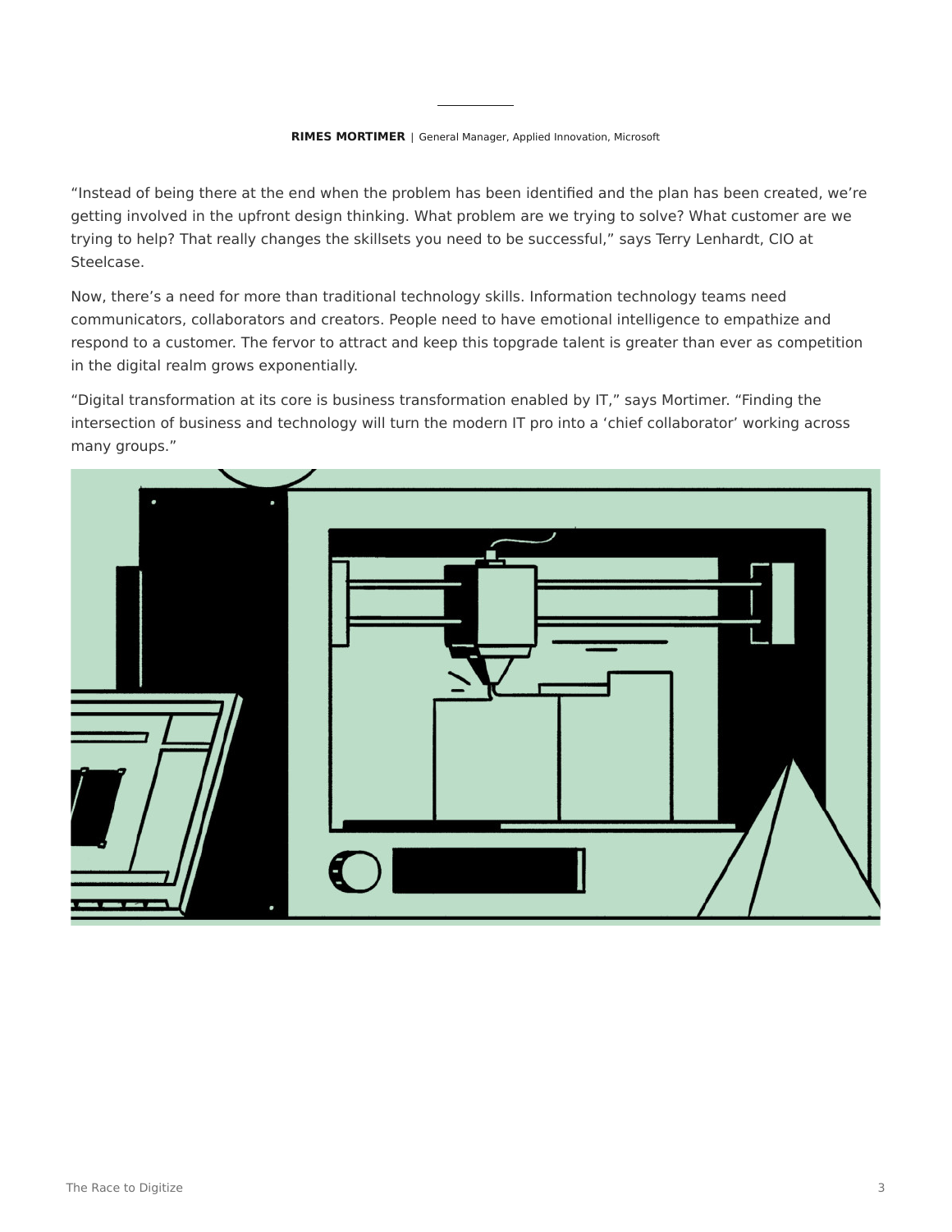**RIMES MORTIMER** | General Manager, Applied Innovation, Microsoft

"Instead of being there at the end when the problem has been identified and the plan has been created, we're getting involved in the upfront design thinking. What problem are we trying to solve? What customer are we trying to help? That really changes the skillsets you need to be successful," says Terry Lenhardt, CIO at Steelcase.

Now, there's a need for more than traditional technology skills. Information technology teams need communicators, collaborators and creators. People need to have emotional intelligence to empathize and respond to a customer. The fervor to attract and keep this topgrade talent is greater than ever as competition in the digital realm grows exponentially.

"Digital transformation at its core is business transformation enabled by IT," says Mortimer. "Finding the intersection of business and technology will turn the modern IT pro into a 'chief collaborator' working across many groups."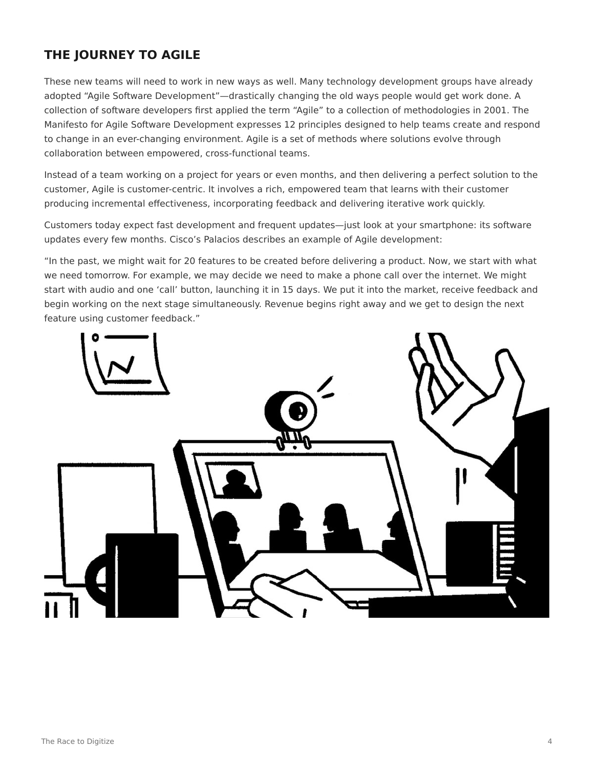## THE JOURNEY TO AGILE

These new teams will need to work in new ways as well. Many technology development groups have already adopted “Agile Software Development”—drastically changing the old ways people would get work done. A collection of software developers first applied the term “Agile” to a collection of methodologies in 2001. The Manifesto for Agile Software Development expresses 12 principles designed to help teams create and respond to change in an ever-changing environment. Agile is a set of methods where solutions evolve through collaboration between empowered, cross-functional teams.

Instead of a team working on a project for years or even months, and then delivering a perfect solution to the customer, Agile is customer-centric. It involves a rich, empowered team that learns with their customer producing incremental effectiveness, incorporating feedback and delivering iterative work quickly.

Customers today expect fast development and frequent updates—just look at your smartphone: its software updates every few months. Cisco’s Palacios describes an example of Agile development:

“In the past, we might wait for 20 features to be created before delivering a product. Now, we start with what we need tomorrow. For example, we may decide we need to make a phone call over the internet. We might start with audio and one ‘call’ button, launching it in 15 days. We put it into the market, receive feedback and begin working on the next stage simultaneously. Revenue begins right away and we get to design the next feature using customer feedback.”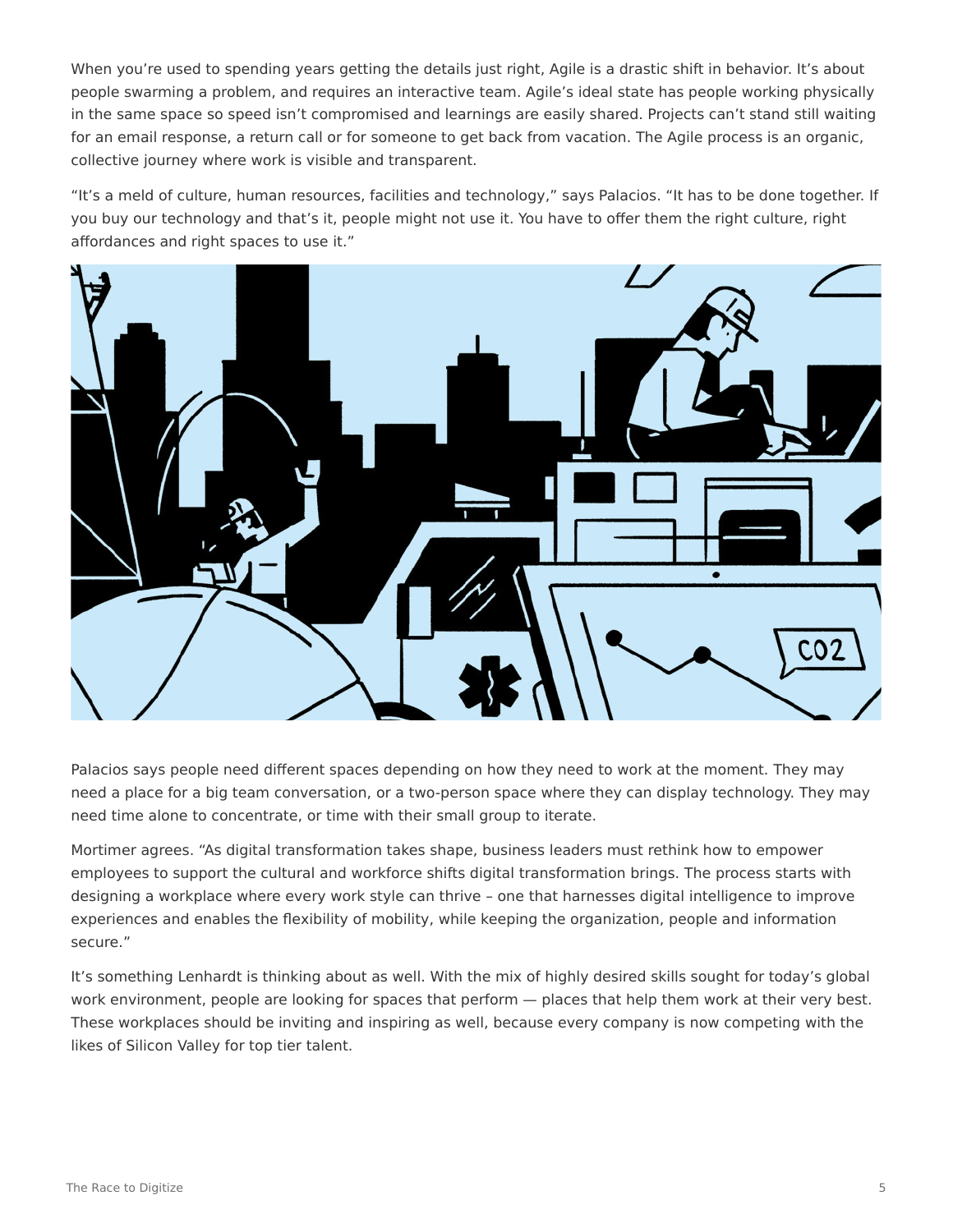When you're used to spending years getting the details just right, Agile is a drastic shift in behavior. It's about people swarming a problem, and requires an interactive team. Agile's ideal state has people working physically in the same space so speed isn't compromised and learnings are easily shared. Projects can't stand still waiting for an email response, a return call or for someone to get back from vacation. The Agile process is an organic, collective journey where work is visible and transparent.

"It's a meld of culture, human resources, facilities and technology," says Palacios. "It has to be done together. If you buy our technology and that's it, people might not use it. You have to offer them the right culture, right affordances and right spaces to use it."

Palacios says people need different spaces depending on how they need to work at the moment. They may need a place for a big team conversation, or a two-person space where they can display technology. They may need time alone to concentrate, or time with their small group to iterate.

Mortimer agrees. "As digital transformation takes shape, business leaders must rethink how to empower employees to support the cultural and workforce shifts digital transformation brings. The process starts with designing a workplace where every work style can thrive – one that harnesses digital intelligence to improve experiences and enables the flexibility of mobility, while keeping the organization, people and information secure."

It's something Lenhardt is thinking about as well. With the mix of highly desired skills sought for today's global work environment, people are looking for spaces that perform — places that help them work at their very best. These workplaces should be inviting and inspiring as well, because every company is now competing with the likes of Silicon Valley for top tier talent.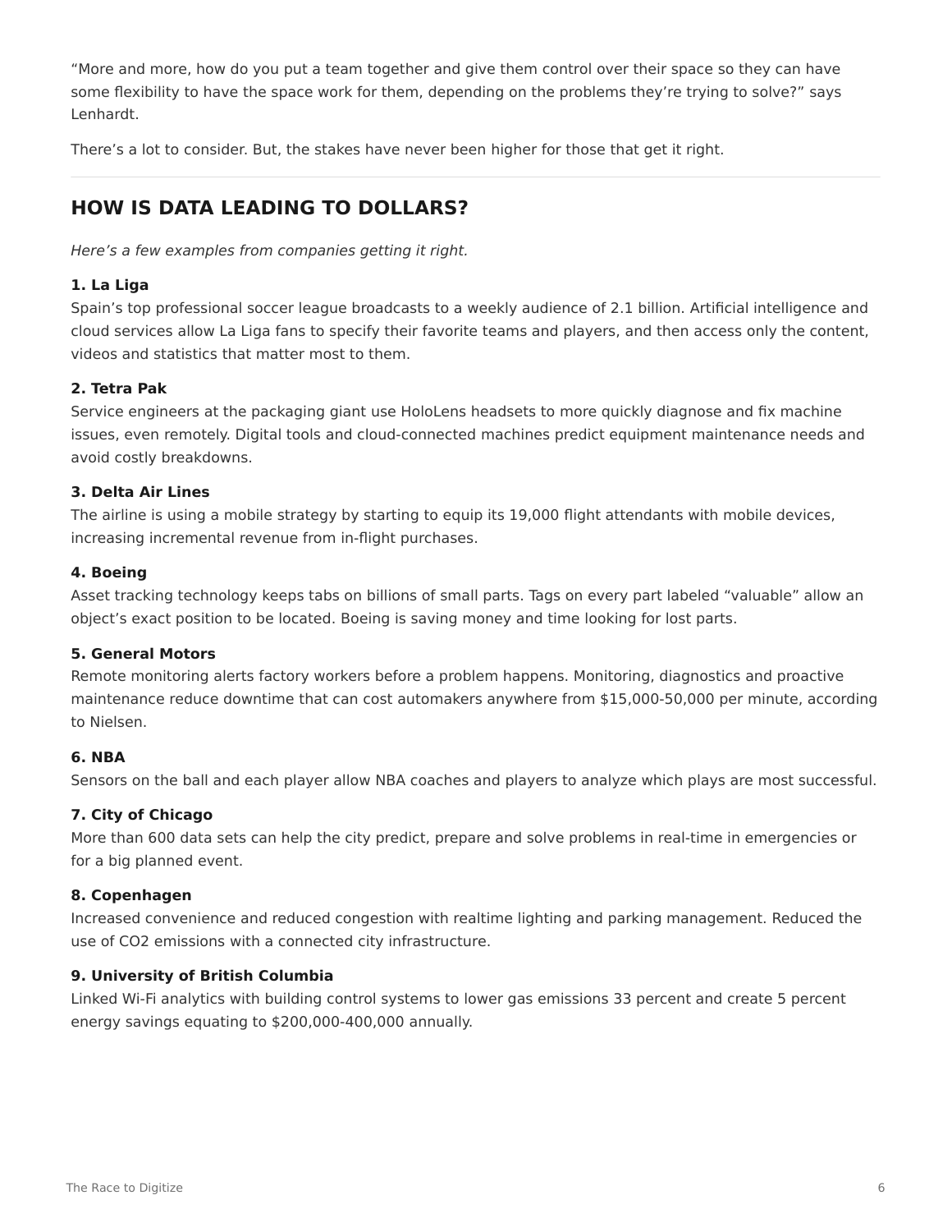"More and more, how do you put a team together and give them control over their space so they can have some flexibility to have the space work for them, depending on the problems they're trying to solve?" says Lenhardt.

There's a lot to consider. But, the stakes have never been higher for those that get it right.

## HOW IS DATA LEADING TO DOLLARS?

*Here's a few examples from companies getting it right.*

**1. La Liga**
Spain's top professional soccer league broadcasts to a weekly audience of 2.1 billion. Artificial intelligence and cloud services allow La Liga fans to specify their favorite teams and players, and then access only the content, videos and statistics that matter most to them.

**2. Tetra Pak**
Service engineers at the packaging giant use HoloLens headsets to more quickly diagnose and fix machine issues, even remotely. Digital tools and cloud-connected machines predict equipment maintenance needs and avoid costly breakdowns.

**3. Delta Air Lines**
The airline is using a mobile strategy by starting to equip its 19,000 flight attendants with mobile devices, increasing incremental revenue from in-flight purchases.

**4. Boeing**
Asset tracking technology keeps tabs on billions of small parts. Tags on every part labeled "valuable" allow an object's exact position to be located. Boeing is saving money and time looking for lost parts.

**5. General Motors**
Remote monitoring alerts factory workers before a problem happens. Monitoring, diagnostics and proactive maintenance reduce downtime that can cost automakers anywhere from $15,000-50,000 per minute, according to Nielsen.

**6. NBA**
Sensors on the ball and each player allow NBA coaches and players to analyze which plays are most successful.

**7. City of Chicago**
More than 600 data sets can help the city predict, prepare and solve problems in real-time in emergencies or for a big planned event.

**8. Copenhagen**
Increased convenience and reduced congestion with realtime lighting and parking management. Reduced the use of $CO_2$ emissions with a connected city infrastructure.

**9. University of British Columbia**
Linked Wi-Fi analytics with building control systems to lower gas emissions 33 percent and create 5 percent energy savings equating to $200,000-400,000 annually.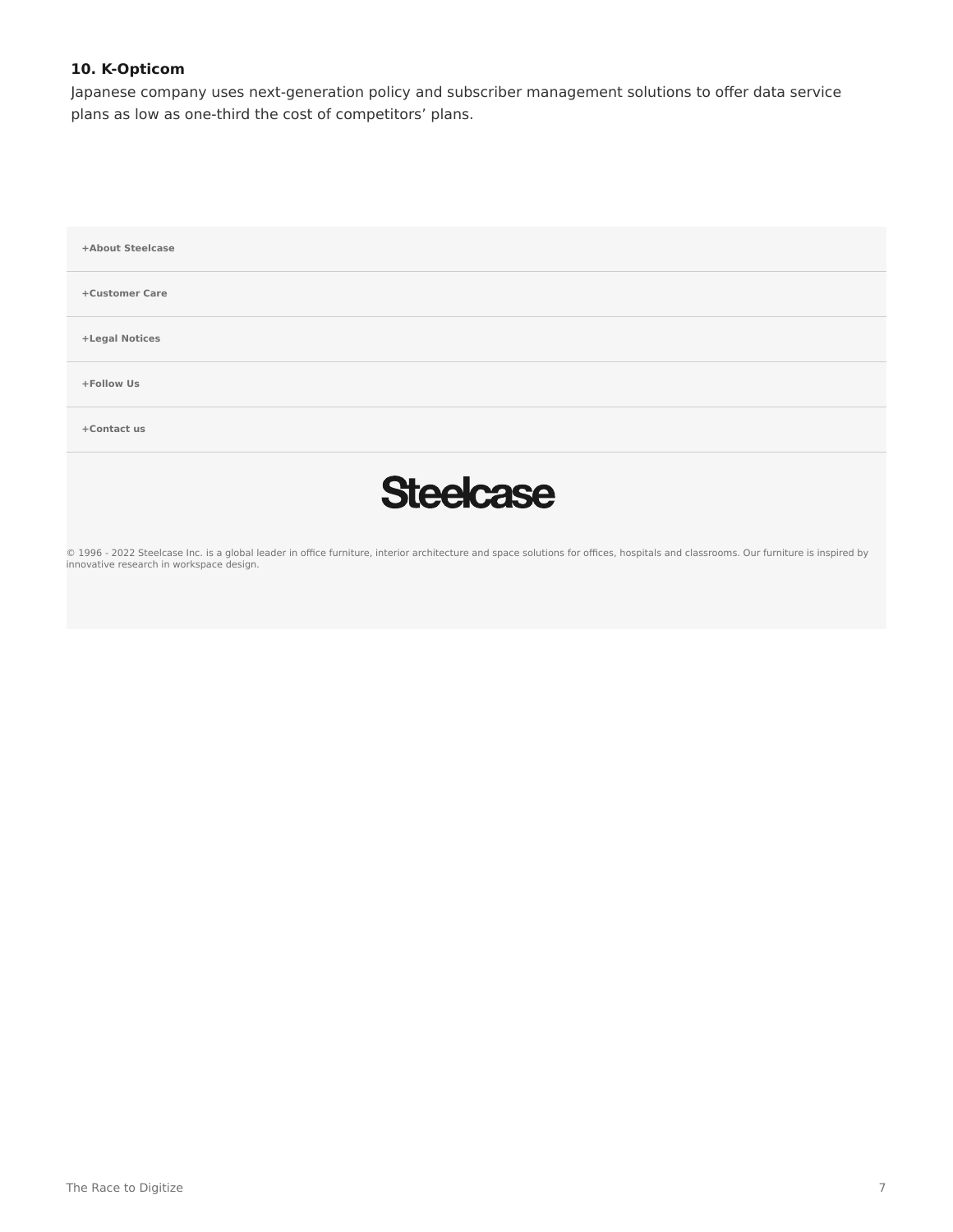**10. K-Opticom**

Japanese company uses next-generation policy and subscriber management solutions to offer data service plans as low as one-third the cost of competitors' plans.

+About Steelcase

+Customer Care

+Legal Notices

+Follow Us

+Contact us

Steelcase

© 1996 - 2022 Steelcase Inc. is a global leader in office furniture, interior architecture and space solutions for offices, hospitals and classrooms. Our furniture is inspired by innovative research in workspace design.